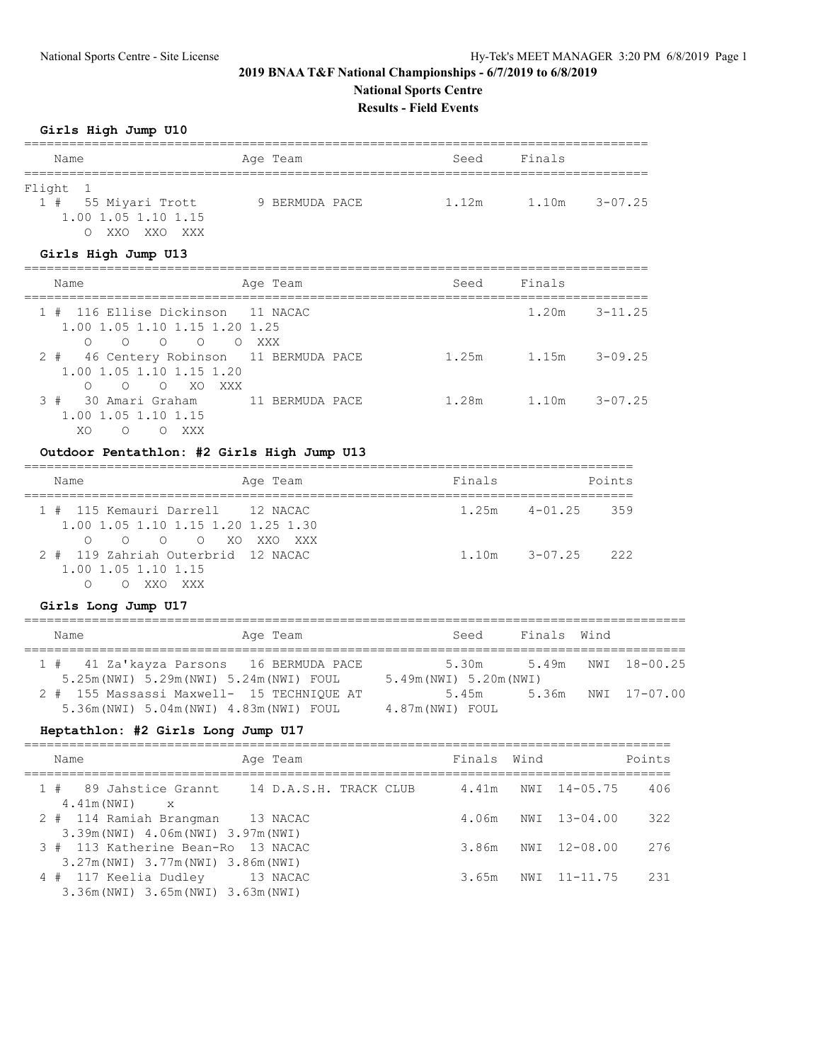# 2019 BNAA T&F National Championships - 6/7/2019 to 6/8/2019

## National Sports Centre

### Results - Field Events

**Girls High Jump U10**

| Name | Age | Team | Seed | Finals | |
|---|---|---|---|---|---|
| **Flight 1** | | | | | |
| 1 # 55 Miyari Trott | 9 | BERMUDA PACE | 1.12m | 1.10m | 3-07.25 |
| 1.00 1.05 1.10 1.15 | | | | | |
| O XXO XXO XXX | | | | | |

**Girls High Jump U13**

| Name | Age | Team | Seed | Finals | |
|---|---|---|---|---|---|
| 1 # 116 Ellise Dickinson | 11 | NACAC | | 1.20m | 3-11.25 |
| 1.00 1.05 1.10 1.15 1.20 1.25 | | | | | |
| O O O O O XXX | | | | | |
| 2 # 46 Centery Robinson | 11 | BERMUDA PACE | 1.25m | 1.15m | 3-09.25 |
| 1.00 1.05 1.10 1.15 1.20 | | | | | |
| O O O XO XXX | | | | | |
| 3 # 30 Amari Graham | 11 | BERMUDA PACE | 1.28m | 1.10m | 3-07.25 |
| 1.00 1.05 1.10 1.15 | | | | | |
| XO O O XXX | | | | | |

**Outdoor Pentathlon: #2 Girls High Jump U13**

| Name | Age | Team | Finals | | Points |
|---|---|---|---|---|---|
| 1 # 115 Kemauri Darrell | 12 | NACAC | 1.25m | 4-01.25 | 359 |
| 1.00 1.05 1.10 1.15 1.20 1.25 1.30 | | | | | |
| O O O O XO XXO XXX | | | | | |
| 2 # 119 Zahriah Outerbrid | 12 | NACAC | 1.10m | 3-07.25 | 222 |
| 1.00 1.05 1.10 1.15 | | | | | |
| O O XXO XXX | | | | | |

**Girls Long Jump U17**

| Name | Age | Team | Seed | Finals | Wind | |
|---|---|---|---|---|---|---|
| 1 # 41 Za'kayza Parsons | 16 | BERMUDA PACE | 5.30m | 5.49m | NWI | 18-00.25 |
| 5.25m(NWI) 5.29m(NWI) 5.24m(NWI) FOUL 5.49m(NWI) 5.20m(NWI) | | | | | | |
| 2 # 155 Massassi Maxwell- | 15 | TECHNIQUE AT | 5.45m | 5.36m | NWI | 17-07.00 |
| 5.36m(NWI) 5.04m(NWI) 4.83m(NWI) FOUL 4.87m(NWI) FOUL | | | | | | |

**Heptathlon: #2 Girls Long Jump U17**

| Name | Age | Team | Finals | Wind | | Points |
|---|---|---|---|---|---|---|
| 1 # 89 Jahstice Grannt | 14 | D.A.S.H. TRACK CLUB | 4.41m | NWI | 14-05.75 | 406 |
| 4.41m(NWI) x | | | | | | |
| 2 # 114 Ramiah Brangman | 13 | NACAC | 4.06m | NWI | 13-04.00 | 322 |
| 3.39m(NWI) 4.06m(NWI) 3.97m(NWI) | | | | | | |
| 3 # 113 Katherine Bean-Ro | 13 | NACAC | 3.86m | NWI | 12-08.00 | 276 |
| 3.27m(NWI) 3.77m(NWI) 3.86m(NWI) | | | | | | |
| 4 # 117 Keelia Dudley | 13 | NACAC | 3.65m | NWI | 11-11.75 | 231 |
| 3.36m(NWI) 3.65m(NWI) 3.63m(NWI) | | | | | | |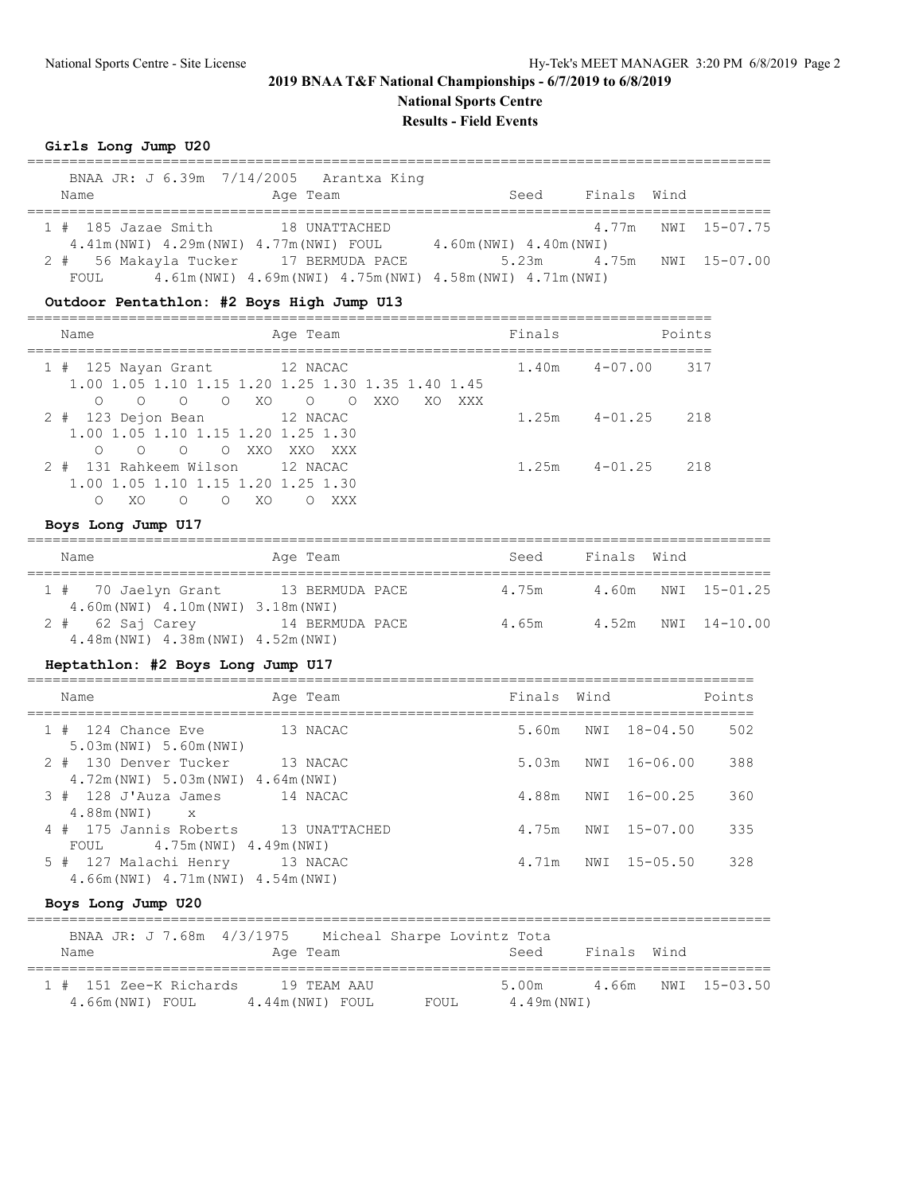## 2019 BNAA T&F National Championships - 6/7/2019 to 6/8/2019

### National Sports Centre

### Results - Field Events

**Girls Long Jump U20**

BNAA JR: J 6.39m 7/14/2005 Arantxa King

| | Name | Age | Team | Seed | Finals | Wind | |
|---|---|---|---|---|---|---|---|
| 1 # | 185 Jazae Smith | 18 | UNATTACHED | | 4.77m | NWI | 15-07.75 |
| | 4.41m(NWI) 4.29m(NWI) 4.77m(NWI) FOUL 4.60m(NWI) 4.40m(NWI) | | | | | | |
| 2 # | 56 Makayla Tucker | 17 | BERMUDA PACE | 5.23m | 4.75m | NWI | 15-07.00 |
| | FOUL 4.61m(NWI) 4.69m(NWI) 4.75m(NWI) 4.58m(NWI) 4.71m(NWI) | | | | | | |

**Outdoor Pentathlon: #2 Boys High Jump U13**

| | Name | Age | Team | Finals | | Points |
|---|---|---|---|---|---|---|
| 1 # | 125 Nayan Grant | 12 | NACAC | 1.40m | 4-07.00 | 317 |
| | 1.00 1.05 1.10 1.15 1.20 1.25 1.30 1.35 1.40 1.45 | | | | | |
| | O O O O XO O O XXO XO XXX | | | | | |
| 2 # | 123 Dejon Bean | 12 | NACAC | 1.25m | 4-01.25 | 218 |
| | 1.00 1.05 1.10 1.15 1.20 1.25 1.30 | | | | | |
| | O O O O XXO XXO XXX | | | | | |
| 2 # | 131 Rahkeem Wilson | 12 | NACAC | 1.25m | 4-01.25 | 218 |
| | 1.00 1.05 1.10 1.15 1.20 1.25 1.30 | | | | | |
| | O XO O O XO O XXX | | | | | |

**Boys Long Jump U17**

| | Name | Age | Team | Seed | Finals | Wind | |
|---|---|---|---|---|---|---|---|
| 1 # | 70 Jaelyn Grant | 13 | BERMUDA PACE | 4.75m | 4.60m | NWI | 15-01.25 |
| | 4.60m(NWI) 4.10m(NWI) 3.18m(NWI) | | | | | | |
| 2 # | 62 Saj Carey | 14 | BERMUDA PACE | 4.65m | 4.52m | NWI | 14-10.00 |
| | 4.48m(NWI) 4.38m(NWI) 4.52m(NWI) | | | | | | |

**Heptathlon: #2 Boys Long Jump U17**

| | Name | Age | Team | Finals | Wind | | Points |
|---|---|---|---|---|---|---|---|
| 1 # | 124 Chance Eve | 13 | NACAC | 5.60m | NWI | 18-04.50 | 502 |
| | 5.03m(NWI) 5.60m(NWI) | | | | | | |
| 2 # | 130 Denver Tucker | 13 | NACAC | 5.03m | NWI | 16-06.00 | 388 |
| | 4.72m(NWI) 5.03m(NWI) 4.64m(NWI) | | | | | | |
| 3 # | 128 J'Auza James | 14 | NACAC | 4.88m | NWI | 16-00.25 | 360 |
| | 4.88m(NWI) x | | | | | | |
| 4 # | 175 Jannis Roberts | 13 | UNATTACHED | 4.75m | NWI | 15-07.00 | 335 |
| | FOUL 4.75m(NWI) 4.49m(NWI) | | | | | | |
| 5 # | 127 Malachi Henry | 13 | NACAC | 4.71m | NWI | 15-05.50 | 328 |
| | 4.66m(NWI) 4.71m(NWI) 4.54m(NWI) | | | | | | |

**Boys Long Jump U20**

BNAA JR: J 7.68m 4/3/1975 Micheal Sharpe Lovintz Tota

| | Name | Age | Team | Seed | Finals | Wind | |
|---|---|---|---|---|---|---|---|
| 1 # | 151 Zee-K Richards | 19 | TEAM AAU | 5.00m | 4.66m | NWI | 15-03.50 |
| | 4.66m(NWI) FOUL 4.44m(NWI) FOUL FOUL 4.49m(NWI) | | | | | | |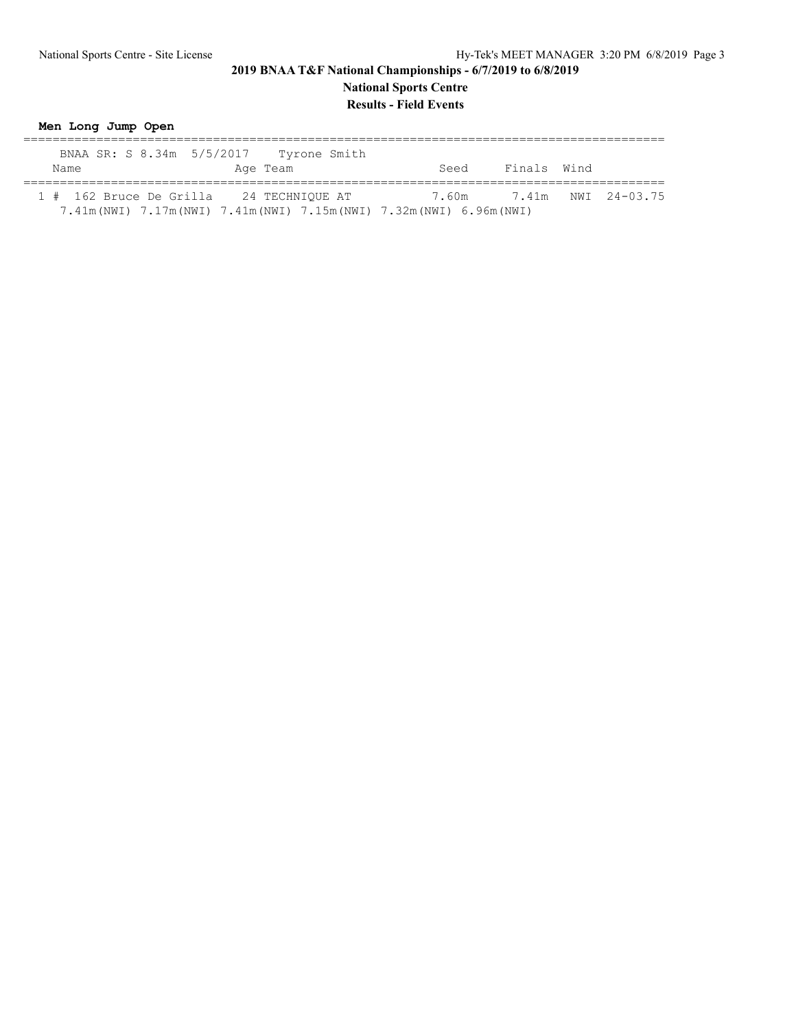# 2019 BNAA T&F National Championships - 6/7/2019 to 6/8/2019

## National Sports Centre

## Results - Field Events

### Men Long Jump Open

```
==========================================================================================
    BNAA SR: S 8.34m  5/5/2017    Tyrone Smith
   Name                    Age Team                    Seed     Finals  Wind
==========================================================================================
  1 #  162 Bruce De Grilla    24 TECHNIQUE AT           7.60m      7.41m   NWI  24-03.75
     7.41m(NWI) 7.17m(NWI) 7.41m(NWI) 7.15m(NWI) 7.32m(NWI) 6.96m(NWI)
```